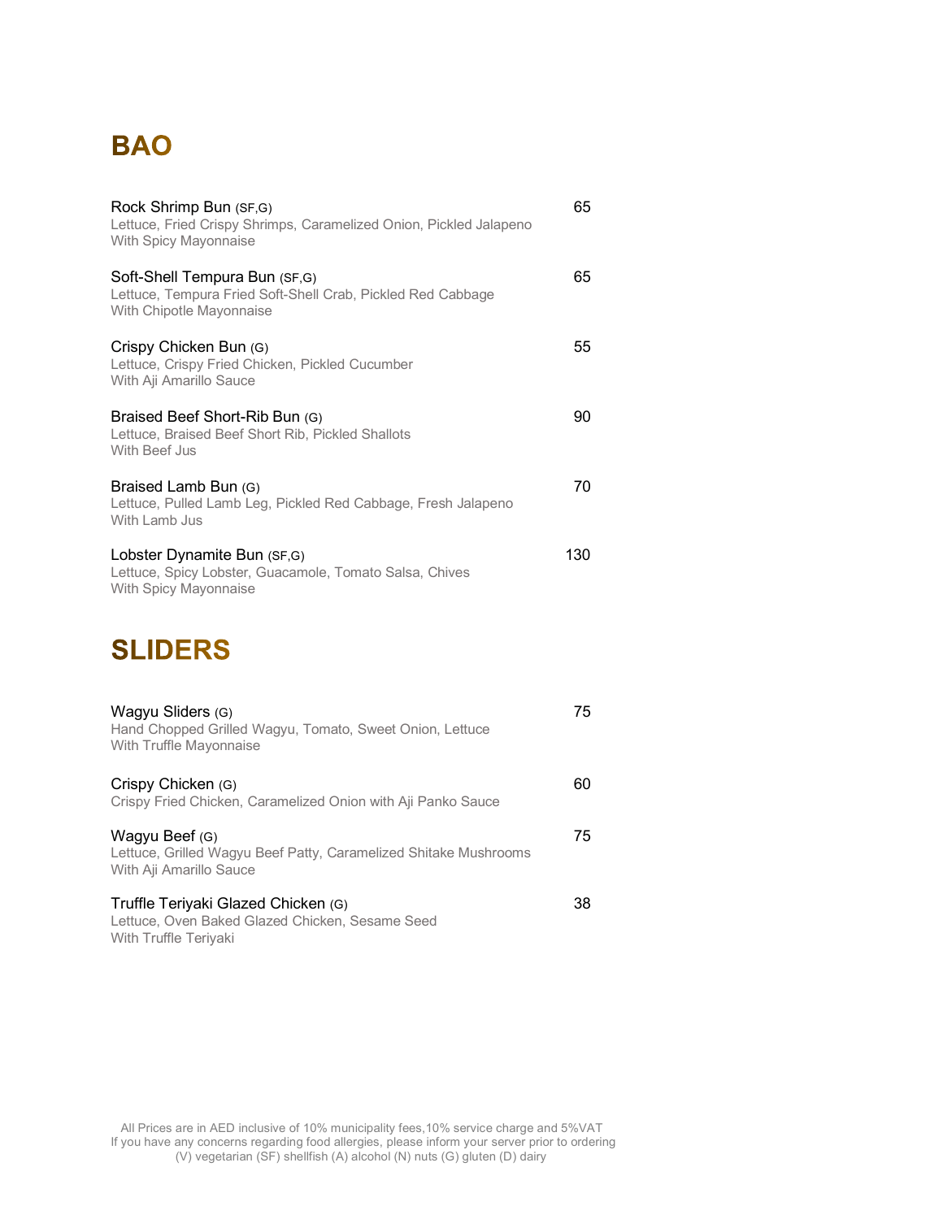## BAO

**Rock Shrimp Bun** (SF,G) — 65
Lettuce, Fried Crispy Shrimps, Caramelized Onion, Pickled Jalapeno
With Spicy Mayonnaise

**Soft-Shell Tempura Bun** (SF,G) — 65
Lettuce, Tempura Fried Soft-Shell Crab, Pickled Red Cabbage
With Chipotle Mayonnaise

**Crispy Chicken Bun** (G) — 55
Lettuce, Crispy Fried Chicken, Pickled Cucumber
With Aji Amarillo Sauce

**Braised Beef Short-Rib Bun** (G) — 90
Lettuce, Braised Beef Short Rib, Pickled Shallots
With Beef Jus

**Braised Lamb Bun** (G) — 70
Lettuce, Pulled Lamb Leg, Pickled Red Cabbage, Fresh Jalapeno
With Lamb Jus

**Lobster Dynamite Bun** (SF,G) — 130
Lettuce, Spicy Lobster, Guacamole, Tomato Salsa, Chives
With Spicy Mayonnaise

## SLIDERS

**Wagyu Sliders** (G) — 75
Hand Chopped Grilled Wagyu, Tomato, Sweet Onion, Lettuce
With Truffle Mayonnaise

**Crispy Chicken** (G) — 60
Crispy Fried Chicken, Caramelized Onion with Aji Panko Sauce

**Wagyu Beef** (G) — 75
Lettuce, Grilled Wagyu Beef Patty, Caramelized Shitake Mushrooms
With Aji Amarillo Sauce

**Truffle Teriyaki Glazed Chicken** (G) — 38
Lettuce, Oven Baked Glazed Chicken, Sesame Seed
With Truffle Teriyaki

All Prices are in AED inclusive of 10% municipality fees,10% service charge and 5%VAT
If you have any concerns regarding food allergies, please inform your server prior to ordering
(V) vegetarian (SF) shellfish (A) alcohol (N) nuts (G) gluten (D) dairy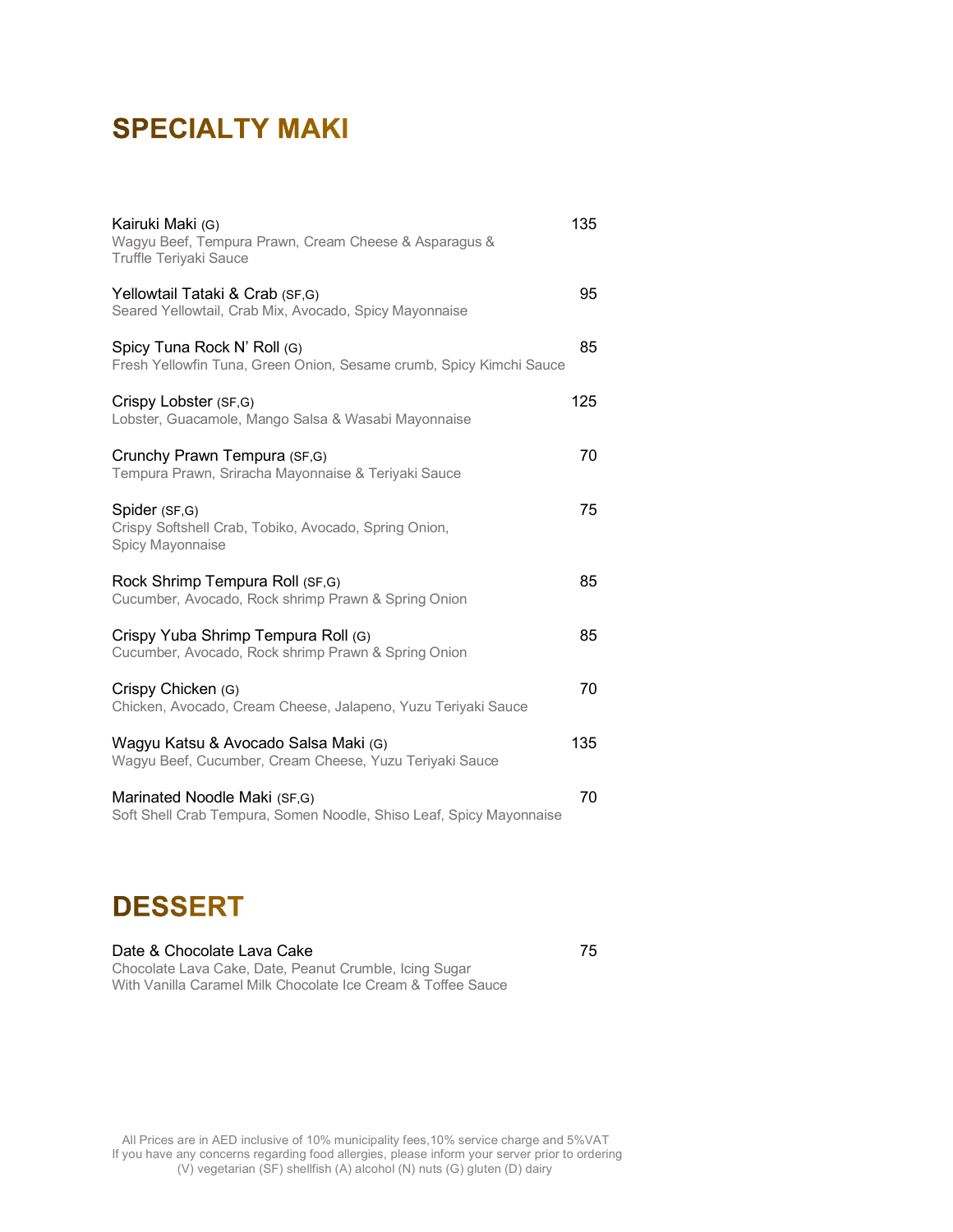## SPECIALTY MAKI

Kairuki Maki (G) — 135
Wagyu Beef, Tempura Prawn, Cream Cheese & Asparagus & Truffle Teriyaki Sauce

Yellowtail Tataki & Crab (SF,G) — 95
Seared Yellowtail, Crab Mix, Avocado, Spicy Mayonnaise

Spicy Tuna Rock N' Roll (G) — 85
Fresh Yellowfin Tuna, Green Onion, Sesame crumb, Spicy Kimchi Sauce

Crispy Lobster (SF,G) — 125
Lobster, Guacamole, Mango Salsa & Wasabi Mayonnaise

Crunchy Prawn Tempura (SF,G) — 70
Tempura Prawn, Sriracha Mayonnaise & Teriyaki Sauce

Spider (SF,G) — 75
Crispy Softshell Crab, Tobiko, Avocado, Spring Onion, Spicy Mayonnaise

Rock Shrimp Tempura Roll (SF,G) — 85
Cucumber, Avocado, Rock shrimp Prawn & Spring Onion

Crispy Yuba Shrimp Tempura Roll (G) — 85
Cucumber, Avocado, Rock shrimp Prawn & Spring Onion

Crispy Chicken (G) — 70
Chicken, Avocado, Cream Cheese, Jalapeno, Yuzu Teriyaki Sauce

Wagyu Katsu & Avocado Salsa Maki (G) — 135
Wagyu Beef, Cucumber, Cream Cheese, Yuzu Teriyaki Sauce

Marinated Noodle Maki (SF,G) — 70
Soft Shell Crab Tempura, Somen Noodle, Shiso Leaf, Spicy Mayonnaise

## DESSERT

Date & Chocolate Lava Cake — 75
Chocolate Lava Cake, Date, Peanut Crumble, Icing Sugar
With Vanilla Caramel Milk Chocolate Ice Cream & Toffee Sauce

All Prices are in AED inclusive of 10% municipality fees,10% service charge and 5%VAT
If you have any concerns regarding food allergies, please inform your server prior to ordering
(V) vegetarian (SF) shellfish (A) alcohol (N) nuts (G) gluten (D) dairy